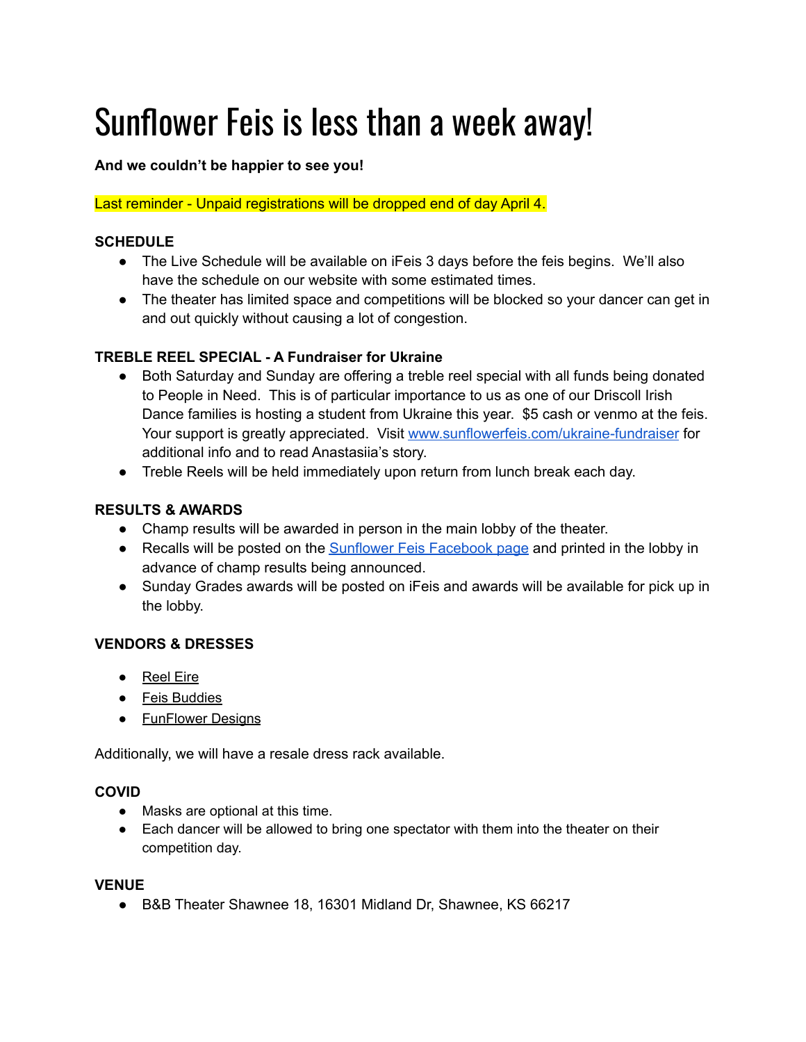# Sunflower Feis is less than a week away!

**And we couldn't be happier to see you!**

Last reminder - Unpaid registrations will be dropped end of day April 4.

**SCHEDULE**

- The Live Schedule will be available on iFeis 3 days before the feis begins. We'll also have the schedule on our website with some estimated times.
- The theater has limited space and competitions will be blocked so your dancer can get in and out quickly without causing a lot of congestion.

**TREBLE REEL SPECIAL - A Fundraiser for Ukraine**

- Both Saturday and Sunday are offering a treble reel special with all funds being donated to People in Need. This is of particular importance to us as one of our Driscoll Irish Dance families is hosting a student from Ukraine this year. $5 cash or venmo at the feis. Your support is greatly appreciated. Visit [www.sunflowerfeis.com/ukraine-fundraiser](www.sunflowerfeis.com/ukraine-fundraiser) for additional info and to read Anastasiia's story.
- Treble Reels will be held immediately upon return from lunch break each day.

**RESULTS & AWARDS**

- Champ results will be awarded in person in the main lobby of the theater.
- Recalls will be posted on the Sunflower Feis Facebook page and printed in the lobby in advance of champ results being announced.
- Sunday Grades awards will be posted on iFeis and awards will be available for pick up in the lobby.

**VENDORS & DRESSES**

- Reel Eire
- Feis Buddies
- FunFlower Designs

Additionally, we will have a resale dress rack available.

**COVID**

- Masks are optional at this time.
- Each dancer will be allowed to bring one spectator with them into the theater on their competition day.

**VENUE**

- B&B Theater Shawnee 18, 16301 Midland Dr, Shawnee, KS 66217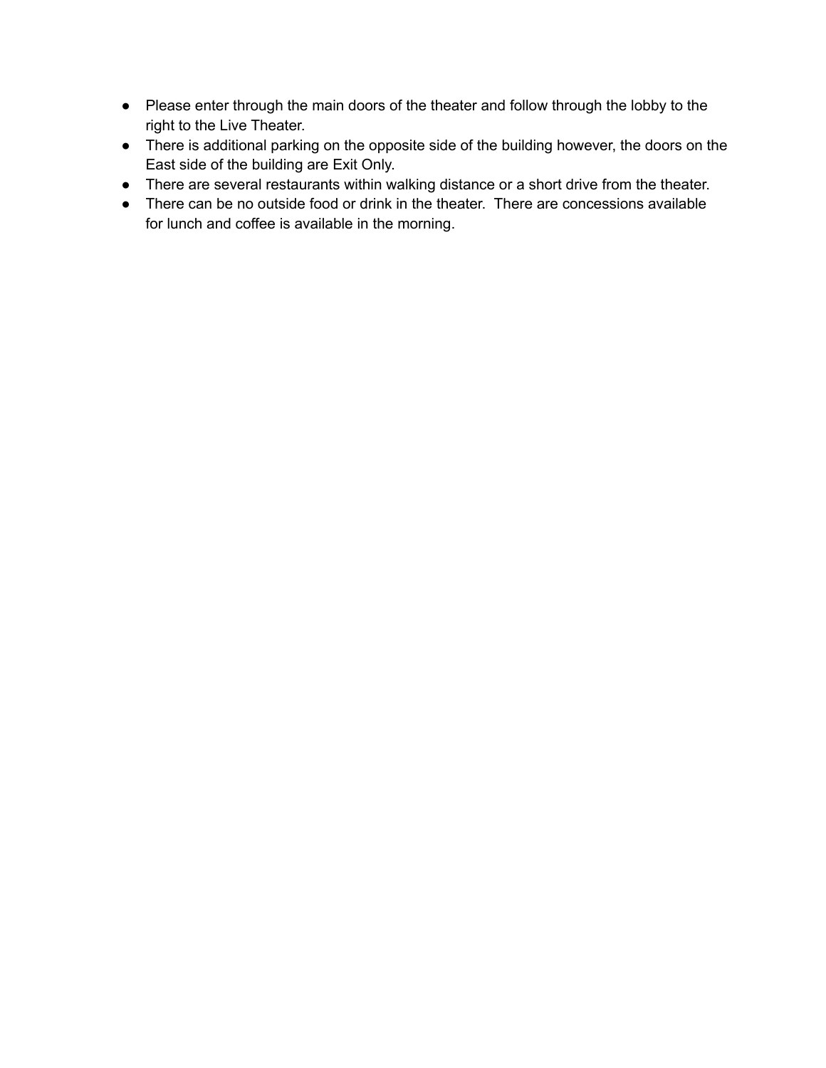- Please enter through the main doors of the theater and follow through the lobby to the right to the Live Theater.
- There is additional parking on the opposite side of the building however, the doors on the East side of the building are Exit Only.
- There are several restaurants within walking distance or a short drive from the theater.
- There can be no outside food or drink in the theater. There are concessions available for lunch and coffee is available in the morning.